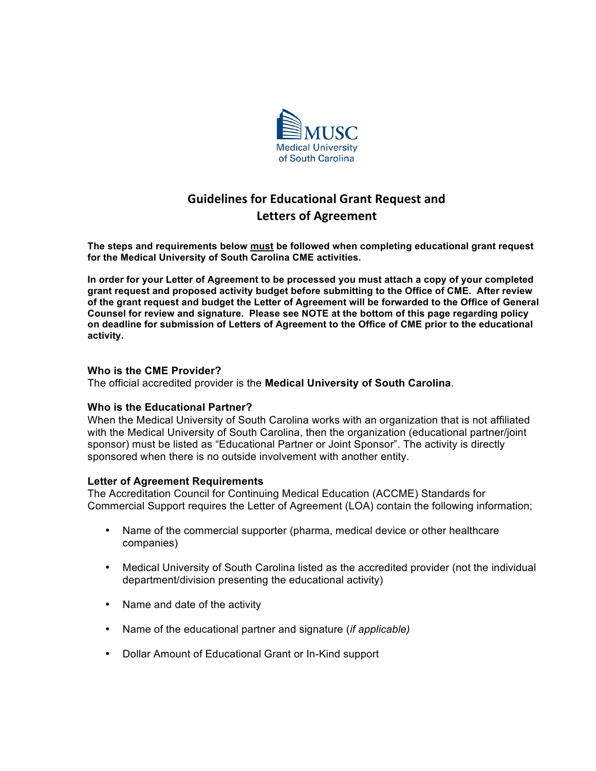MUSC
Medical University of South Carolina

# Guidelines for Educational Grant Request and Letters of Agreement

**The steps and requirements below <u>must</u> be followed when completing educational grant request for the Medical University of South Carolina CME activities.**

**In order for your Letter of Agreement to be processed you must attach a copy of your completed grant request and proposed activity budget before submitting to the Office of CME. After review of the grant request and budget the Letter of Agreement will be forwarded to the Office of General Counsel for review and signature. Please see NOTE at the bottom of this page regarding policy on deadline for submission of Letters of Agreement to the Office of CME prior to the educational activity.**

### Who is the CME Provider?

The official accredited provider is the **Medical University of South Carolina**.

### Who is the Educational Partner?

When the Medical University of South Carolina works with an organization that is not affiliated with the Medical University of South Carolina, then the organization (educational partner/joint sponsor) must be listed as "Educational Partner or Joint Sponsor". The activity is directly sponsored when there is no outside involvement with another entity.

### Letter of Agreement Requirements

The Accreditation Council for Continuing Medical Education (ACCME) Standards for Commercial Support requires the Letter of Agreement (LOA) contain the following information;

- Name of the commercial supporter (pharma, medical device or other healthcare companies)
- Medical University of South Carolina listed as the accredited provider (not the individual department/division presenting the educational activity)
- Name and date of the activity
- Name of the educational partner and signature (*if applicable)*
- Dollar Amount of Educational Grant or In-Kind support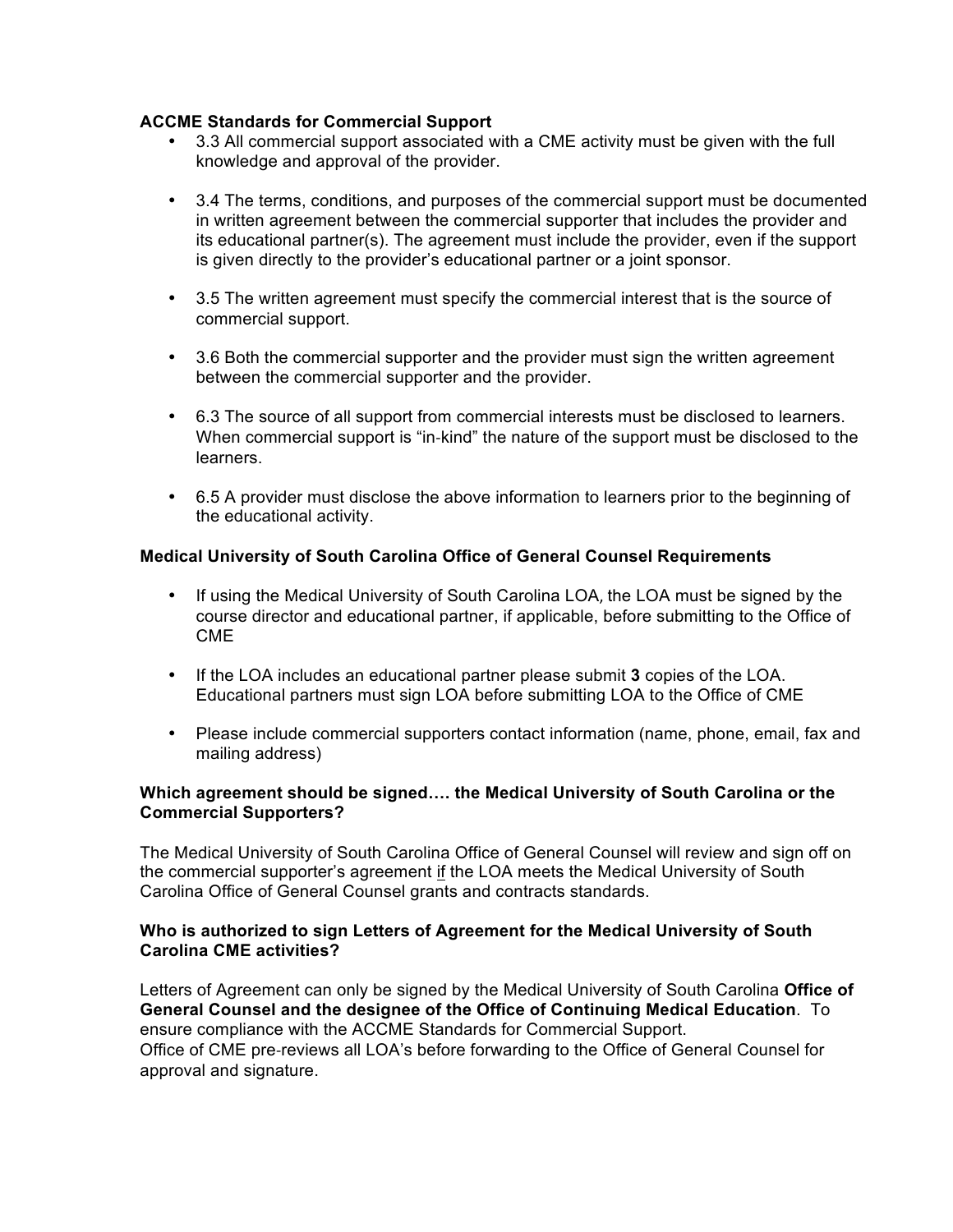**ACCME Standards for Commercial Support**

- 3.3 All commercial support associated with a CME activity must be given with the full knowledge and approval of the provider.

- 3.4 The terms, conditions, and purposes of the commercial support must be documented in written agreement between the commercial supporter that includes the provider and its educational partner(s). The agreement must include the provider, even if the support is given directly to the provider's educational partner or a joint sponsor.

- 3.5 The written agreement must specify the commercial interest that is the source of commercial support.

- 3.6 Both the commercial supporter and the provider must sign the written agreement between the commercial supporter and the provider.

- 6.3 The source of all support from commercial interests must be disclosed to learners. When commercial support is "in-kind" the nature of the support must be disclosed to the learners.

- 6.5 A provider must disclose the above information to learners prior to the beginning of the educational activity.

**Medical University of South Carolina Office of General Counsel Requirements**

- If using the Medical University of South Carolina LOA, the LOA must be signed by the course director and educational partner, if applicable, before submitting to the Office of CME

- If the LOA includes an educational partner please submit **3** copies of the LOA. Educational partners must sign LOA before submitting LOA to the Office of CME

- Please include commercial supporters contact information (name, phone, email, fax and mailing address)

**Which agreement should be signed…. the Medical University of South Carolina or the Commercial Supporters?**

The Medical University of South Carolina Office of General Counsel will review and sign off on the commercial supporter's agreement <u>if</u> the LOA meets the Medical University of South Carolina Office of General Counsel grants and contracts standards.

**Who is authorized to sign Letters of Agreement for the Medical University of South Carolina CME activities?**

Letters of Agreement can only be signed by the Medical University of South Carolina **Office of General Counsel and the designee of the Office of Continuing Medical Education**. To ensure compliance with the ACCME Standards for Commercial Support.
Office of CME pre-reviews all LOA's before forwarding to the Office of General Counsel for approval and signature.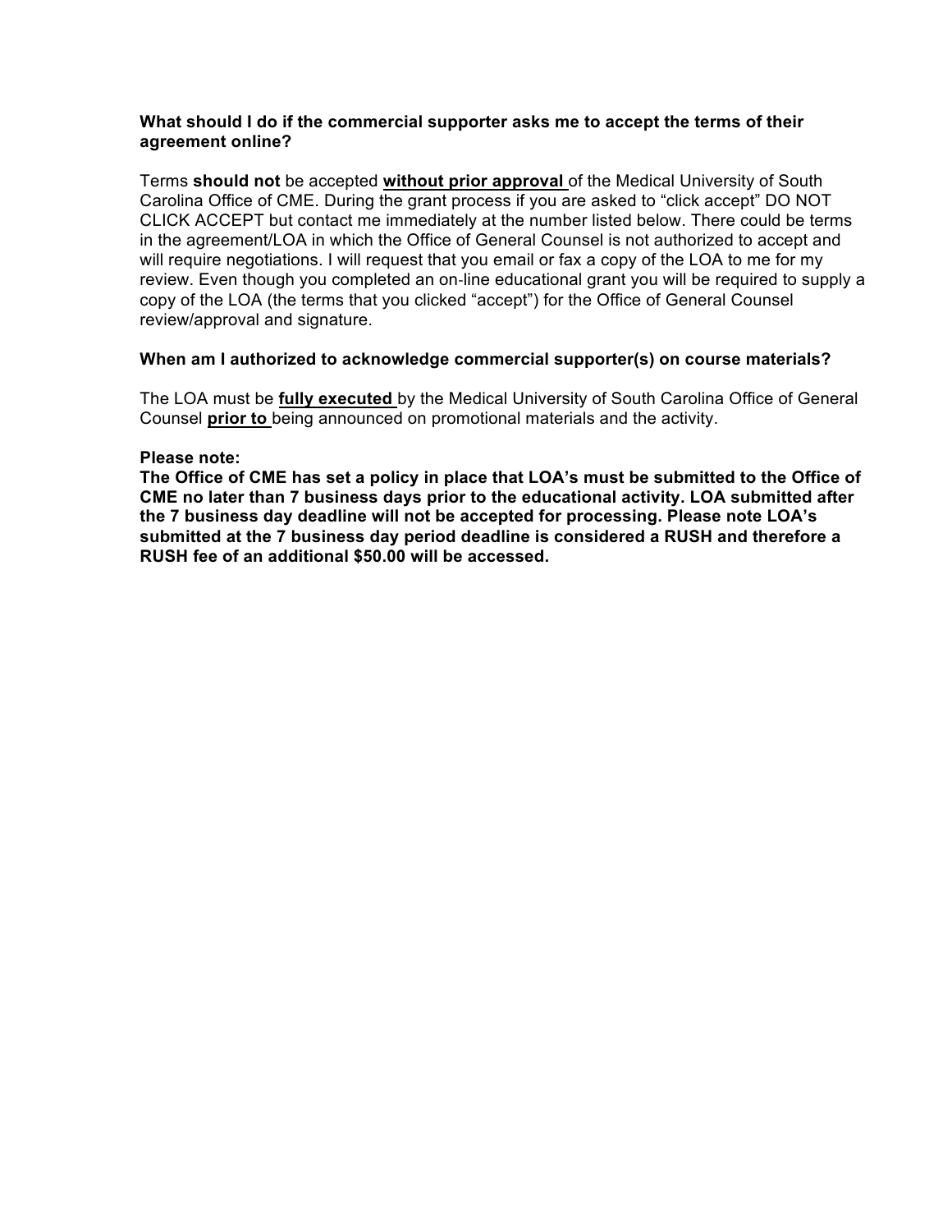**What should I do if the commercial supporter asks me to accept the terms of their agreement online?**

Terms **should not** be accepted **without prior approval** of the Medical University of South Carolina Office of CME. During the grant process if you are asked to "click accept" DO NOT CLICK ACCEPT but contact me immediately at the number listed below. There could be terms in the agreement/LOA in which the Office of General Counsel is not authorized to accept and will require negotiations. I will request that you email or fax a copy of the LOA to me for my review. Even though you completed an on-line educational grant you will be required to supply a copy of the LOA (the terms that you clicked "accept") for the Office of General Counsel review/approval and signature.

**When am I authorized to acknowledge commercial supporter(s) on course materials?**

The LOA must be **fully executed** by the Medical University of South Carolina Office of General Counsel **prior to** being announced on promotional materials and the activity.

**Please note:**

**The Office of CME has set a policy in place that LOA's must be submitted to the Office of CME no later than 7 business days prior to the educational activity. LOA submitted after the 7 business day deadline will not be accepted for processing. Please note LOA's submitted at the 7 business day period deadline is considered a RUSH and therefore a RUSH fee of an additional $50.00 will be accessed.**